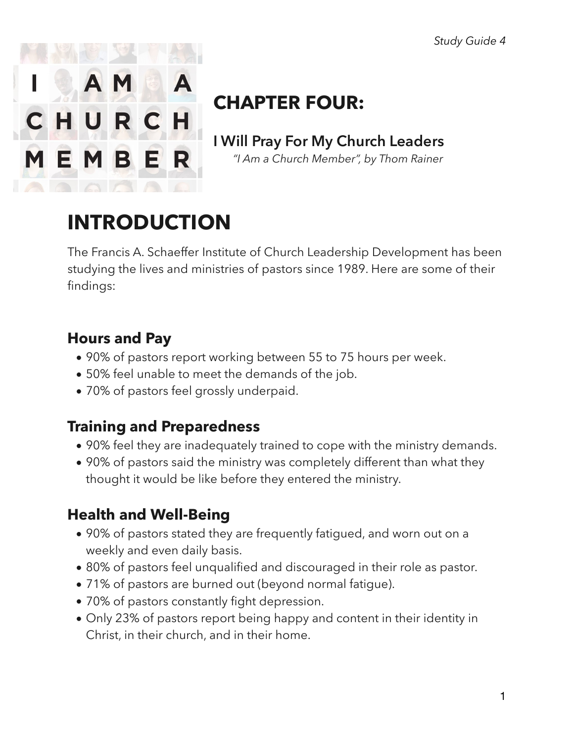# CHAPTER FOUR:

## I Will Pray For My Church Leaders

*"I Am a Church Member", by Thom Rainer*

# INTRODUCTION

The Francis A. Schaeffer Institute of Church Leadership Development has been studying the lives and ministries of pastors since 1989. Here are some of their findings:

### Hours and Pay

- 90% of pastors report working between 55 to 75 hours per week.
- 50% feel unable to meet the demands of the job.
- 70% of pastors feel grossly underpaid.

### Training and Preparedness

- 90% feel they are inadequately trained to cope with the ministry demands.
- 90% of pastors said the ministry was completely different than what they thought it would be like before they entered the ministry.

### Health and Well-Being

- 90% of pastors stated they are frequently fatigued, and worn out on a weekly and even daily basis.
- 80% of pastors feel unqualified and discouraged in their role as pastor.
- 71% of pastors are burned out (beyond normal fatigue).
- 70% of pastors constantly fight depression.
- Only 23% of pastors report being happy and content in their identity in Christ, in their church, and in their home.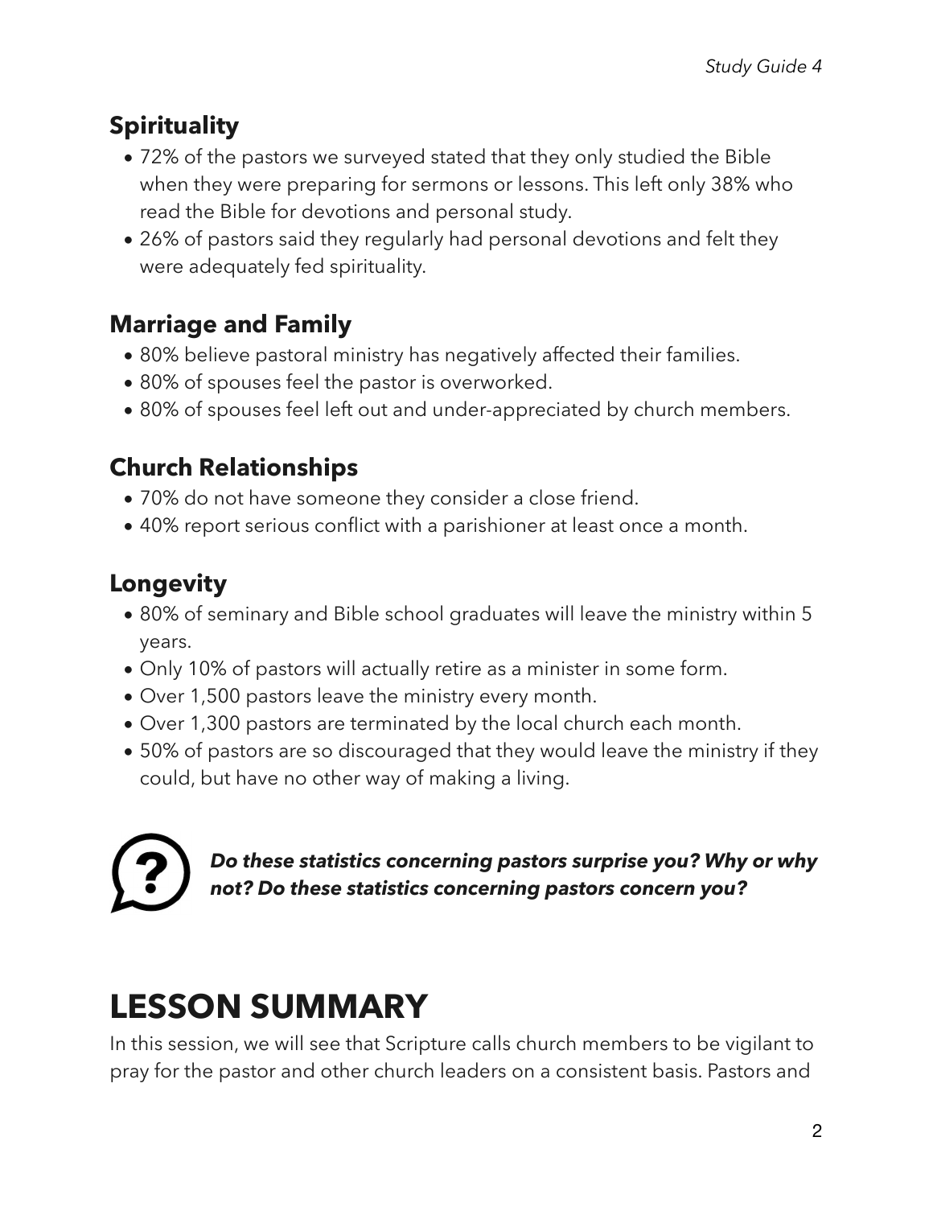## Spirituality

- 72% of the pastors we surveyed stated that they only studied the Bible when they were preparing for sermons or lessons. This left only 38% who read the Bible for devotions and personal study.
- 26% of pastors said they regularly had personal devotions and felt they were adequately fed spirituality.

## Marriage and Family

- 80% believe pastoral ministry has negatively affected their families.
- 80% of spouses feel the pastor is overworked.
- 80% of spouses feel left out and under-appreciated by church members.

## Church Relationships

- 70% do not have someone they consider a close friend.
- 40% report serious conflict with a parishioner at least once a month.

## Longevity

- 80% of seminary and Bible school graduates will leave the ministry within 5 years.
- Only 10% of pastors will actually retire as a minister in some form.
- Over 1,500 pastors leave the ministry every month.
- Over 1,300 pastors are terminated by the local church each month.
- 50% of pastors are so discouraged that they would leave the ministry if they could, but have no other way of making a living.

***Do these statistics concerning pastors surprise you? Why or why not? Do these statistics concerning pastors concern you?***

# LESSON SUMMARY

In this session, we will see that Scripture calls church members to be vigilant to pray for the pastor and other church leaders on a consistent basis. Pastors and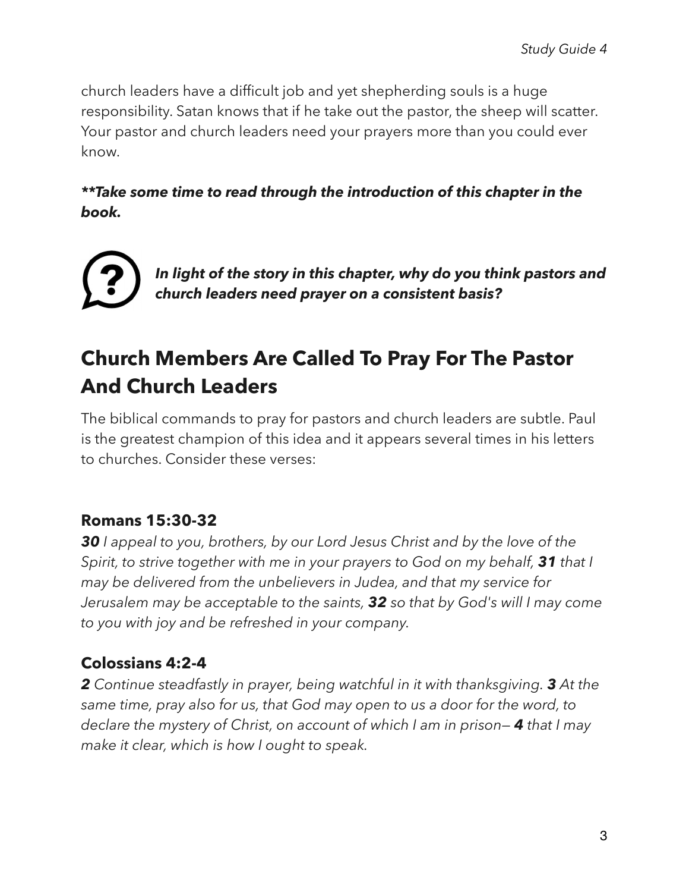church leaders have a difficult job and yet shepherding souls is a huge responsibility. Satan knows that if he take out the pastor, the sheep will scatter. Your pastor and church leaders need your prayers more than you could ever know.

***\*\*Take some time to read through the introduction of this chapter in the book.***

***In light of the story in this chapter, why do you think pastors and church leaders need prayer on a consistent basis?***

## Church Members Are Called To Pray For The Pastor And Church Leaders

The biblical commands to pray for pastors and church leaders are subtle. Paul is the greatest champion of this idea and it appears several times in his letters to churches. Consider these verses:

### Romans 15:30-32

***30*** *I appeal to you, brothers, by our Lord Jesus Christ and by the love of the Spirit, to strive together with me in your prayers to God on my behalf,* ***31*** *that I may be delivered from the unbelievers in Judea, and that my service for Jerusalem may be acceptable to the saints,* ***32*** *so that by God's will I may come to you with joy and be refreshed in your company.*

### Colossians 4:2-4

***2*** *Continue steadfastly in prayer, being watchful in it with thanksgiving.* ***3*** *At the same time, pray also for us, that God may open to us a door for the word, to declare the mystery of Christ, on account of which I am in prison—* ***4*** *that I may make it clear, which is how I ought to speak.*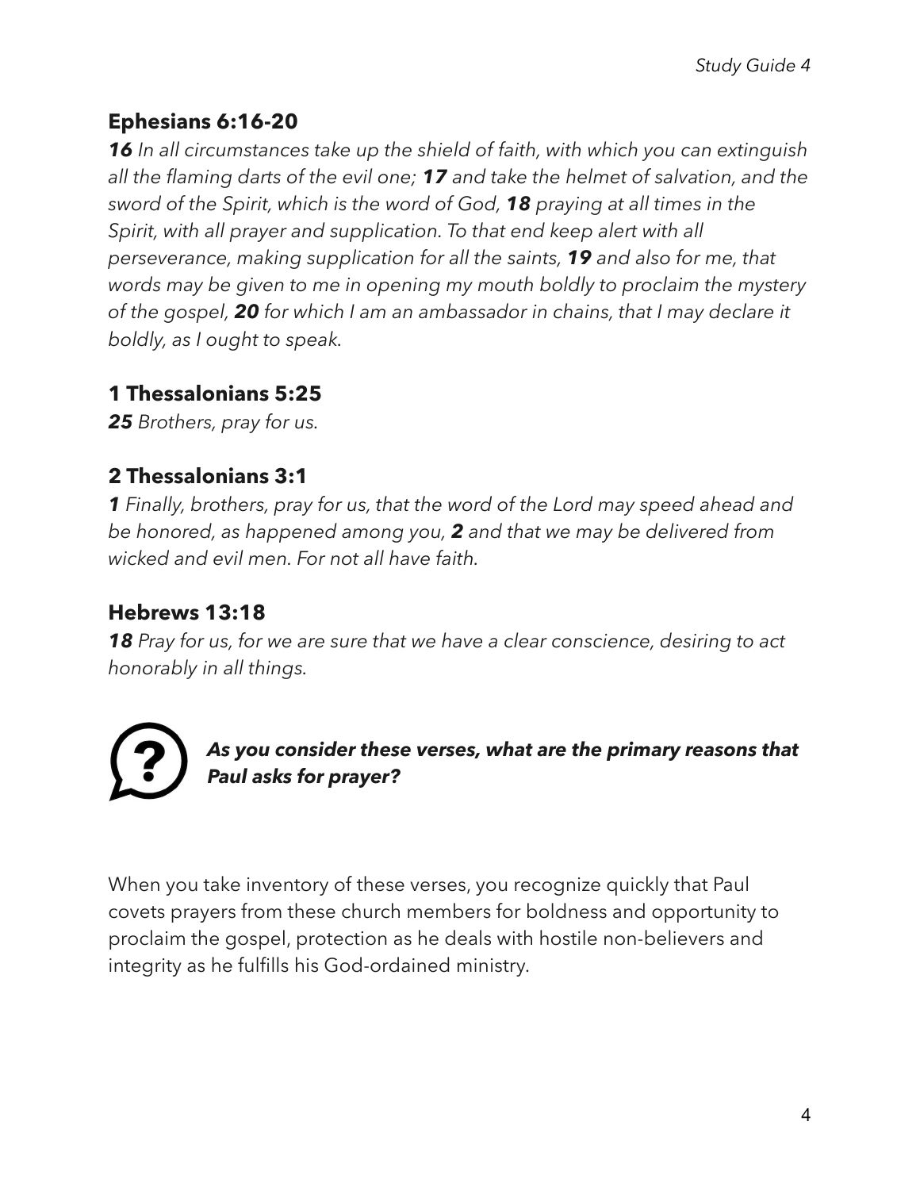## Ephesians 6:16-20

***16*** *In all circumstances take up the shield of faith, with which you can extinguish all the flaming darts of the evil one;* ***17*** *and take the helmet of salvation, and the sword of the Spirit, which is the word of God,* ***18*** *praying at all times in the Spirit, with all prayer and supplication. To that end keep alert with all perseverance, making supplication for all the saints,* ***19*** *and also for me, that words may be given to me in opening my mouth boldly to proclaim the mystery of the gospel,* ***20*** *for which I am an ambassador in chains, that I may declare it boldly, as I ought to speak.*

## 1 Thessalonians 5:25

***25*** *Brothers, pray for us.*

## 2 Thessalonians 3:1

***1*** *Finally, brothers, pray for us, that the word of the Lord may speed ahead and be honored, as happened among you,* ***2*** *and that we may be delivered from wicked and evil men. For not all have faith.*

## Hebrews 13:18

***18*** *Pray for us, for we are sure that we have a clear conscience, desiring to act honorably in all things.*

***As you consider these verses, what are the primary reasons that Paul asks for prayer?***

When you take inventory of these verses, you recognize quickly that Paul covets prayers from these church members for boldness and opportunity to proclaim the gospel, protection as he deals with hostile non-believers and integrity as he fulfills his God-ordained ministry.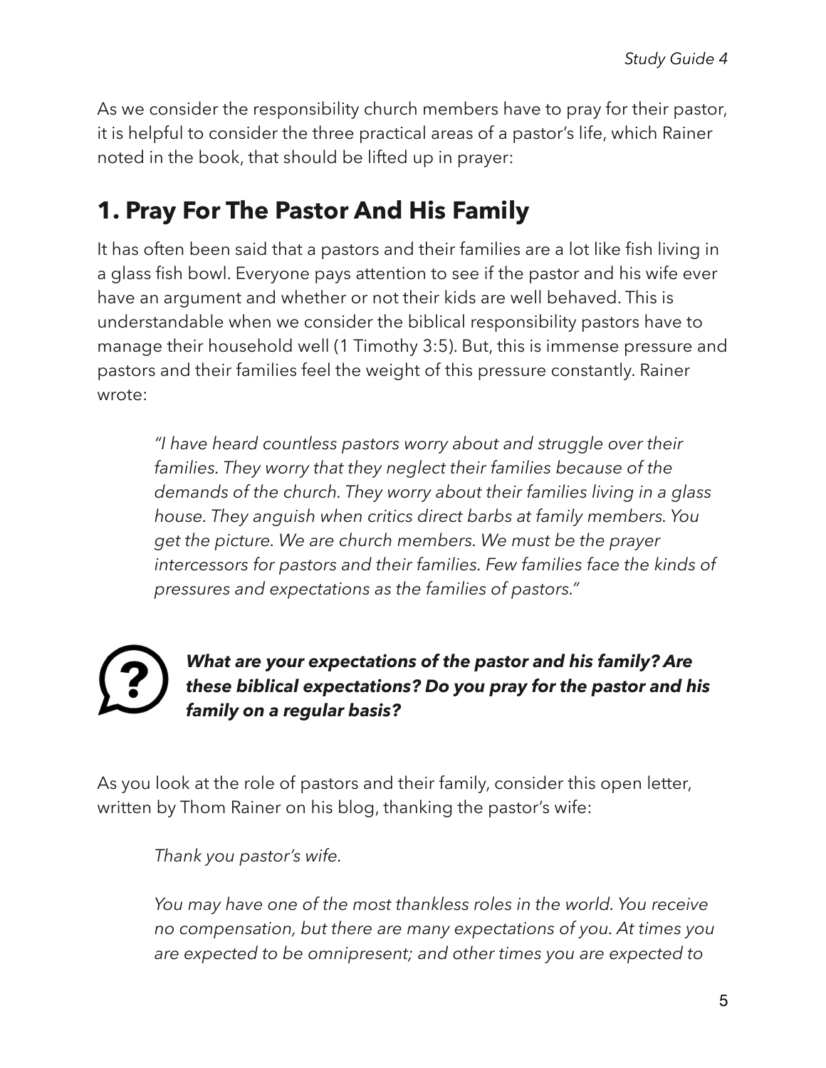As we consider the responsibility church members have to pray for their pastor, it is helpful to consider the three practical areas of a pastor's life, which Rainer noted in the book, that should be lifted up in prayer:

## 1. Pray For The Pastor And His Family

It has often been said that a pastors and their families are a lot like fish living in a glass fish bowl. Everyone pays attention to see if the pastor and his wife ever have an argument and whether or not their kids are well behaved. This is understandable when we consider the biblical responsibility pastors have to manage their household well (1 Timothy 3:5). But, this is immense pressure and pastors and their families feel the weight of this pressure constantly. Rainer wrote:

> *"I have heard countless pastors worry about and struggle over their families. They worry that they neglect their families because of the demands of the church. They worry about their families living in a glass house. They anguish when critics direct barbs at family members. You get the picture. We are church members. We must be the prayer intercessors for pastors and their families. Few families face the kinds of pressures and expectations as the families of pastors."*

***What are your expectations of the pastor and his family? Are these biblical expectations? Do you pray for the pastor and his family on a regular basis?***

As you look at the role of pastors and their family, consider this open letter, written by Thom Rainer on his blog, thanking the pastor's wife:

> *Thank you pastor's wife.*
>
> *You may have one of the most thankless roles in the world. You receive no compensation, but there are many expectations of you. At times you are expected to be omnipresent; and other times you are expected to*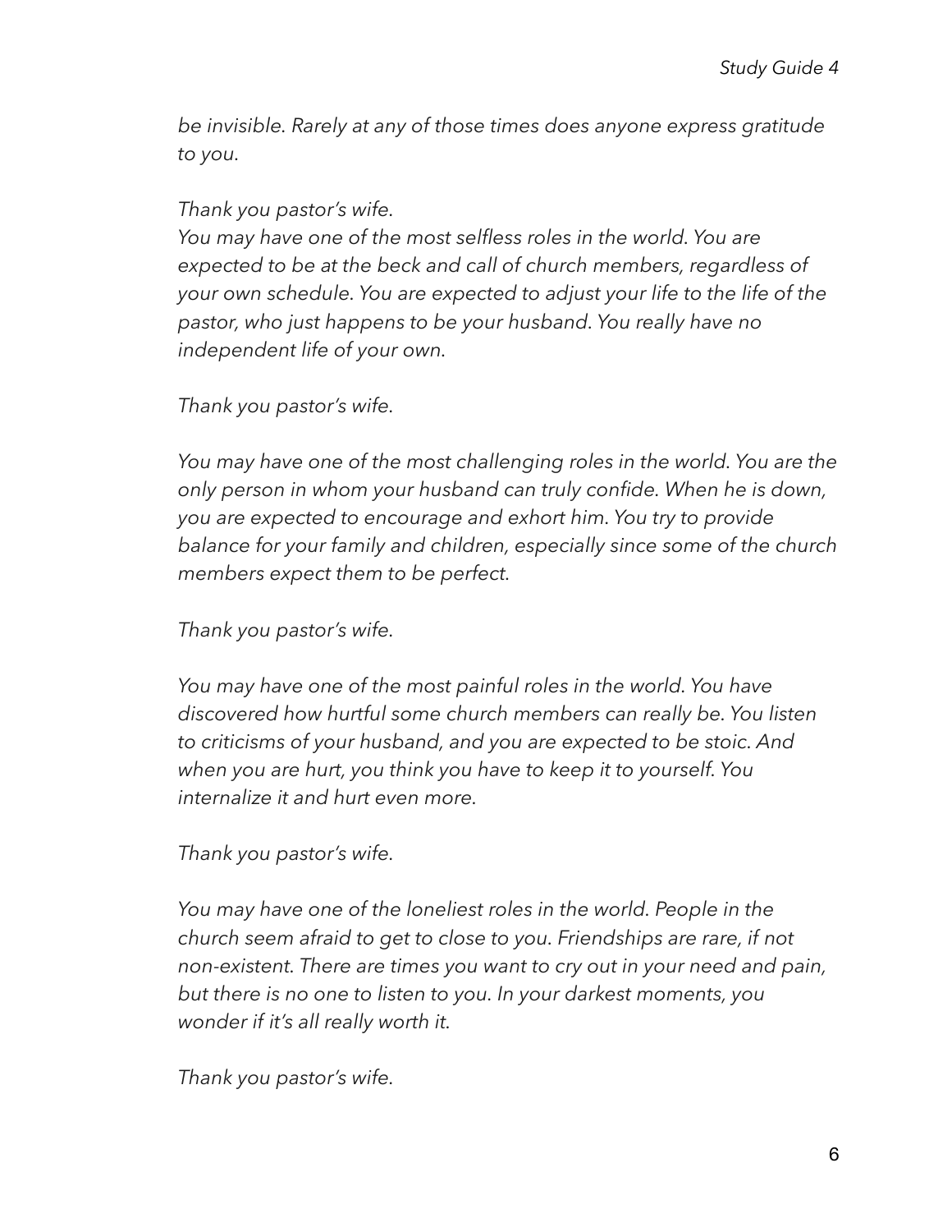*be invisible. Rarely at any of those times does anyone express gratitude to you.*

*Thank you pastor's wife.*
*You may have one of the most selfless roles in the world. You are expected to be at the beck and call of church members, regardless of your own schedule. You are expected to adjust your life to the life of the pastor, who just happens to be your husband. You really have no independent life of your own.*

*Thank you pastor's wife.*

*You may have one of the most challenging roles in the world. You are the only person in whom your husband can truly confide. When he is down, you are expected to encourage and exhort him. You try to provide balance for your family and children, especially since some of the church members expect them to be perfect.*

*Thank you pastor's wife.*

*You may have one of the most painful roles in the world. You have discovered how hurtful some church members can really be. You listen to criticisms of your husband, and you are expected to be stoic. And when you are hurt, you think you have to keep it to yourself. You internalize it and hurt even more.*

*Thank you pastor's wife.*

*You may have one of the loneliest roles in the world. People in the church seem afraid to get to close to you. Friendships are rare, if not non-existent. There are times you want to cry out in your need and pain, but there is no one to listen to you. In your darkest moments, you wonder if it's all really worth it.*

*Thank you pastor's wife.*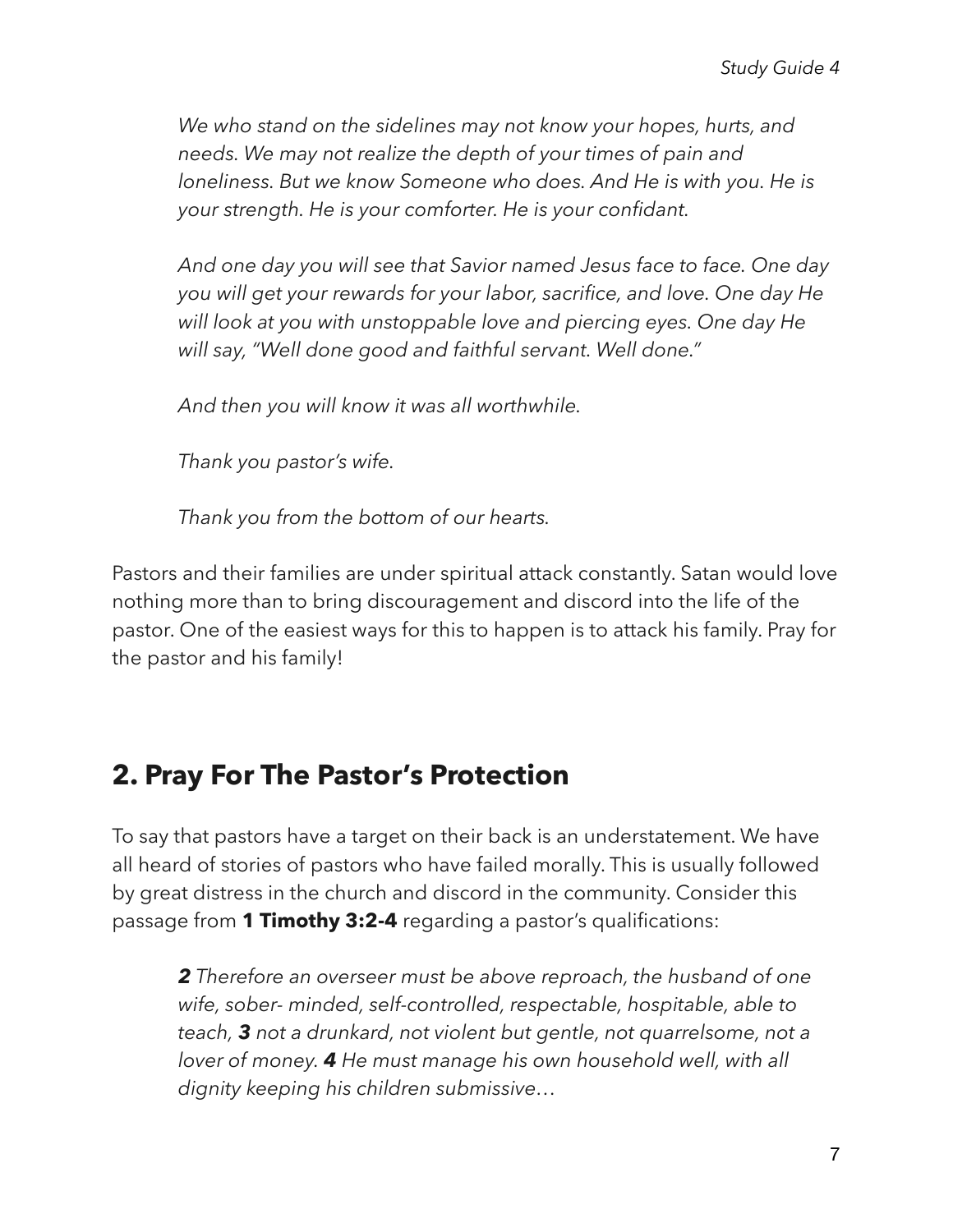*We who stand on the sidelines may not know your hopes, hurts, and needs. We may not realize the depth of your times of pain and loneliness. But we know Someone who does. And He is with you. He is your strength. He is your comforter. He is your confidant.*

*And one day you will see that Savior named Jesus face to face. One day you will get your rewards for your labor, sacrifice, and love. One day He will look at you with unstoppable love and piercing eyes. One day He will say, "Well done good and faithful servant. Well done."*

*And then you will know it was all worthwhile.*

*Thank you pastor's wife.*

*Thank you from the bottom of our hearts.*

Pastors and their families are under spiritual attack constantly. Satan would love nothing more than to bring discouragement and discord into the life of the pastor. One of the easiest ways for this to happen is to attack his family. Pray for the pastor and his family!

## 2. Pray For The Pastor's Protection

To say that pastors have a target on their back is an understatement. We have all heard of stories of pastors who have failed morally. This is usually followed by great distress in the church and discord in the community. Consider this passage from **1 Timothy 3:2-4** regarding a pastor's qualifications:

> ***2*** *Therefore an overseer must be above reproach, the husband of one wife, sober- minded, self-controlled, respectable, hospitable, able to teach,* ***3*** *not a drunkard, not violent but gentle, not quarrelsome, not a lover of money.* ***4*** *He must manage his own household well, with all dignity keeping his children submissive…*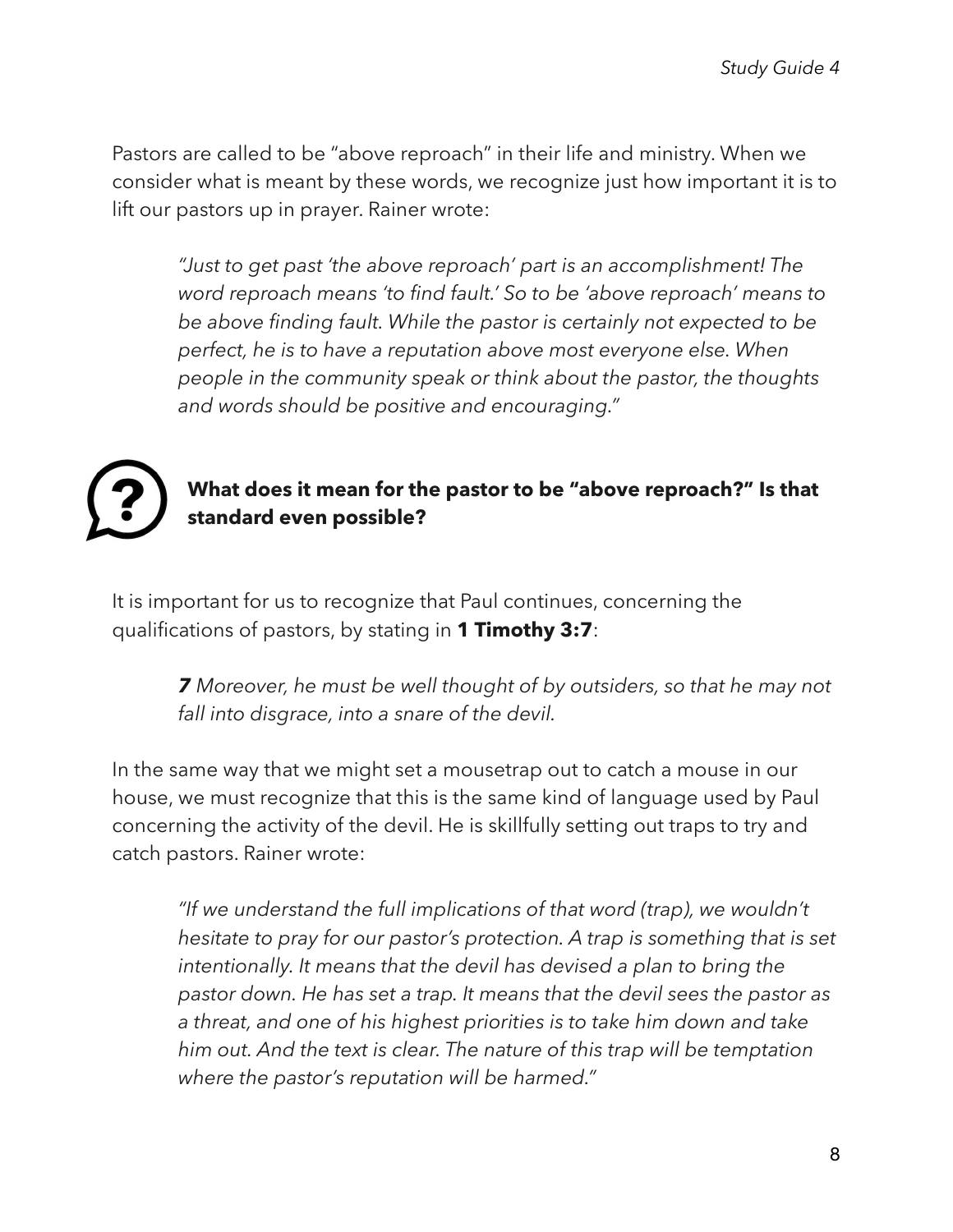Pastors are called to be "above reproach" in their life and ministry. When we consider what is meant by these words, we recognize just how important it is to lift our pastors up in prayer. Rainer wrote:

> *"Just to get past 'the above reproach' part is an accomplishment! The word reproach means 'to find fault.' So to be 'above reproach' means to be above finding fault. While the pastor is certainly not expected to be perfect, he is to have a reputation above most everyone else. When people in the community speak or think about the pastor, the thoughts and words should be positive and encouraging."*

**What does it mean for the pastor to be "above reproach?" Is that standard even possible?**

It is important for us to recognize that Paul continues, concerning the qualifications of pastors, by stating in **1 Timothy 3:7**:

> ***7*** *Moreover, he must be well thought of by outsiders, so that he may not fall into disgrace, into a snare of the devil.*

In the same way that we might set a mousetrap out to catch a mouse in our house, we must recognize that this is the same kind of language used by Paul concerning the activity of the devil. He is skillfully setting out traps to try and catch pastors. Rainer wrote:

> *"If we understand the full implications of that word (trap), we wouldn't hesitate to pray for our pastor's protection. A trap is something that is set intentionally. It means that the devil has devised a plan to bring the pastor down. He has set a trap. It means that the devil sees the pastor as a threat, and one of his highest priorities is to take him down and take him out. And the text is clear. The nature of this trap will be temptation where the pastor's reputation will be harmed."*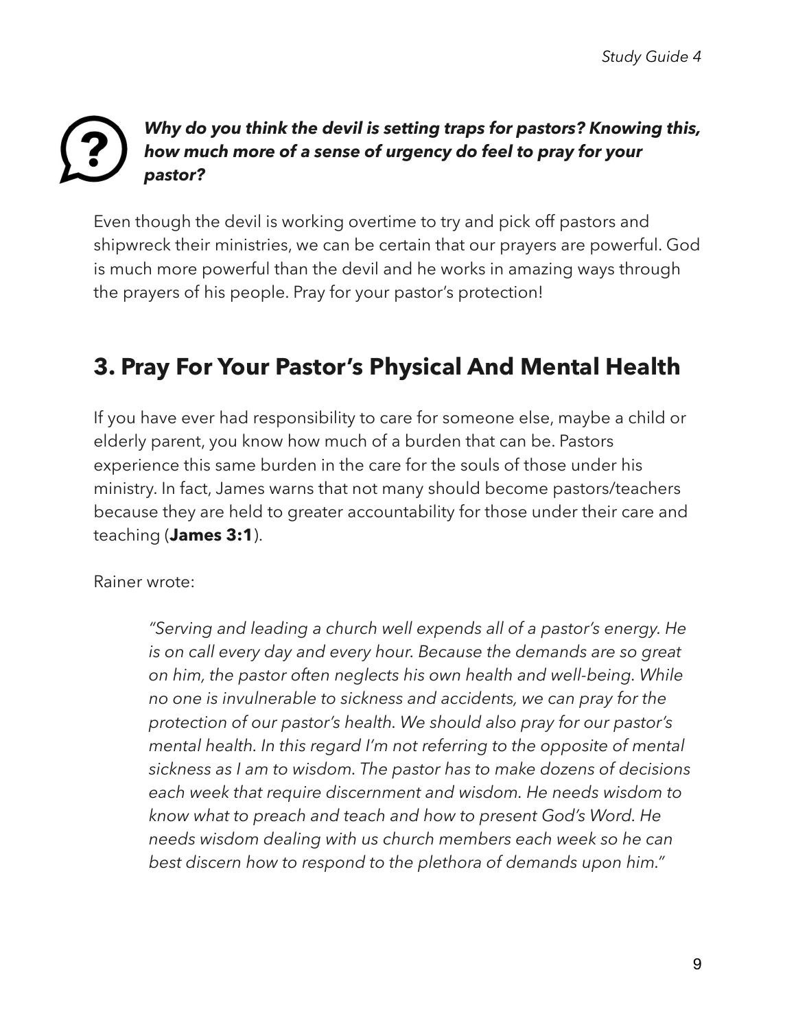***Why do you think the devil is setting traps for pastors? Knowing this, how much more of a sense of urgency do feel to pray for your pastor?***

Even though the devil is working overtime to try and pick off pastors and shipwreck their ministries, we can be certain that our prayers are powerful. God is much more powerful than the devil and he works in amazing ways through the prayers of his people. Pray for your pastor's protection!

## 3. Pray For Your Pastor's Physical And Mental Health

If you have ever had responsibility to care for someone else, maybe a child or elderly parent, you know how much of a burden that can be. Pastors experience this same burden in the care for the souls of those under his ministry. In fact, James warns that not many should become pastors/teachers because they are held to greater accountability for those under their care and teaching (**James 3:1**).

Rainer wrote:

> *"Serving and leading a church well expends all of a pastor's energy. He is on call every day and every hour. Because the demands are so great on him, the pastor often neglects his own health and well-being. While no one is invulnerable to sickness and accidents, we can pray for the protection of our pastor's health. We should also pray for our pastor's mental health. In this regard I'm not referring to the opposite of mental sickness as I am to wisdom. The pastor has to make dozens of decisions each week that require discernment and wisdom. He needs wisdom to know what to preach and teach and how to present God's Word. He needs wisdom dealing with us church members each week so he can best discern how to respond to the plethora of demands upon him."*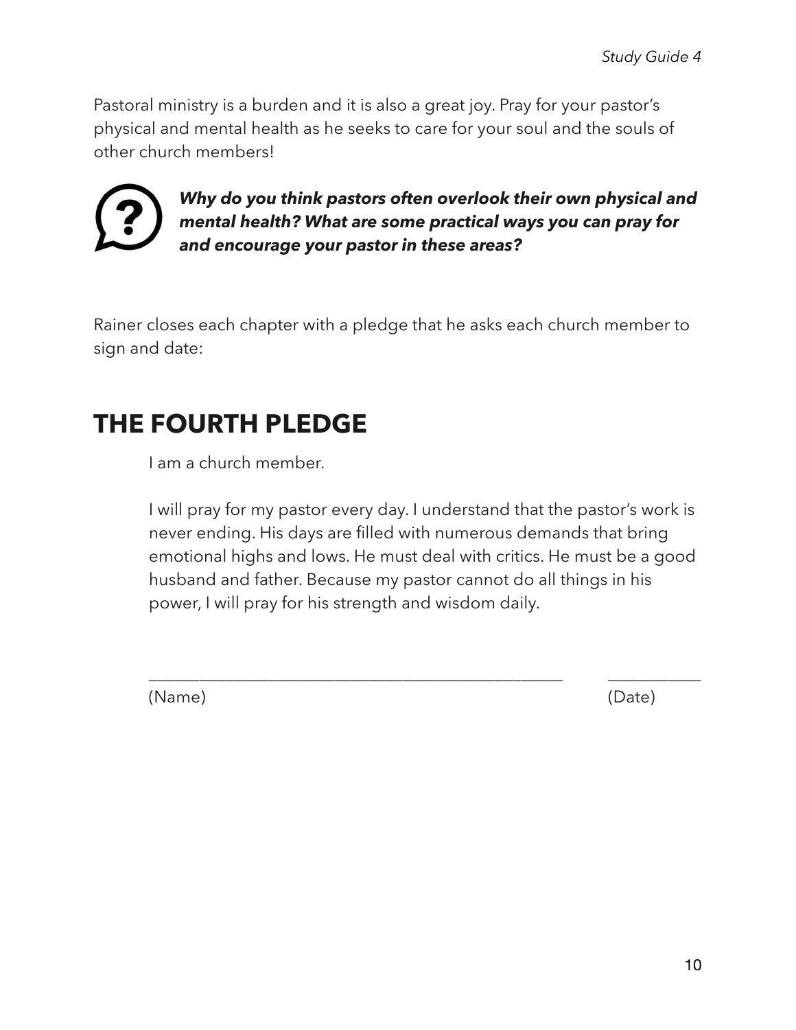Pastoral ministry is a burden and it is also a great joy. Pray for your pastor's physical and mental health as he seeks to care for your soul and the souls of other church members!

***Why do you think pastors often overlook their own physical and mental health? What are some practical ways you can pray for and encourage your pastor in these areas?***

Rainer closes each chapter with a pledge that he asks each church member to sign and date:

## THE FOURTH PLEDGE

I am a church member.

I will pray for my pastor every day. I understand that the pastor's work is never ending. His days are filled with numerous demands that bring emotional highs and lows. He must deal with critics. He must be a good husband and father. Because my pastor cannot do all things in his power, I will pray for his strength and wisdom daily.

\_\_\_\_\_\_\_\_\_\_\_\_\_\_\_\_\_\_\_\_\_\_\_\_\_\_\_\_\_\_\_\_\_\_\_\_\_\_\_\_ \_\_\_\_\_\_\_\_\_\_\_\_

(Name) (Date)